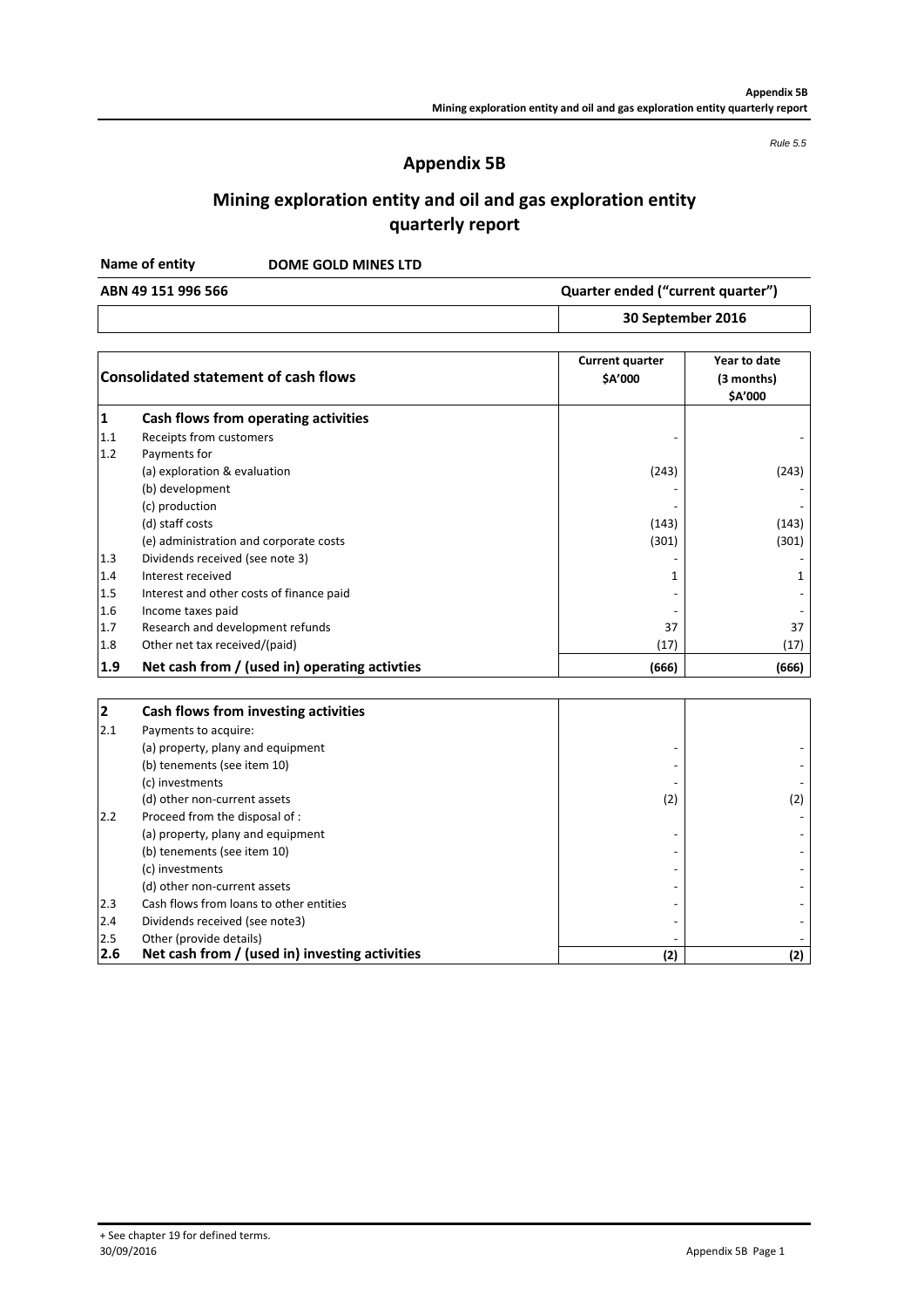*Rule 5.5*

# Appendix 5B

## Mining exploration entity and oil and gas exploration entity quarterly report

**Name of entity** **DOME GOLD MINES LTD**

| ABN 49 151 996 566 | Quarter ended ("current quarter") |
|---|---|
| | 30 September 2016 |

| | Consolidated statement of cash flows | Current quarter $A'000 | Year to date (3 months) $A'000 |
|---|---|---|---|
| **1** | **Cash flows from operating activities** | | |
| 1.1 | Receipts from customers | - | - |
| 1.2 | Payments for | | |
| | (a) exploration & evaluation | (243) | (243) |
| | (b) development | - | - |
| | (c) production | - | - |
| | (d) staff costs | (143) | (143) |
| | (e) administration and corporate costs | (301) | (301) |
| 1.3 | Dividends received (see note 3) | - | - |
| 1.4 | Interest received | 1 | 1 |
| 1.5 | Interest and other costs of finance paid | - | - |
| 1.6 | Income taxes paid | - | - |
| 1.7 | Research and development refunds | 37 | 37 |
| 1.8 | Other net tax received/(paid) | (17) | (17) |
| **1.9** | **Net cash from / (used in) operating activties** | **(666)** | **(666)** |

| | | | |
|---|---|---|---|
| **2** | **Cash flows from investing activities** | | |
| 2.1 | Payments to acquire: | | |
| | (a) property, plany and equipment | - | - |
| | (b) tenements (see item 10) | - | - |
| | (c) investments | - | - |
| | (d) other non-current assets | (2) | (2) |
| 2.2 | Proceed from the disposal of : | | - |
| | (a) property, plany and equipment | - | - |
| | (b) tenements (see item 10) | - | - |
| | (c) investments | - | - |
| | (d) other non-current assets | - | - |
| 2.3 | Cash flows from loans to other entities | - | - |
| 2.4 | Dividends received (see note3) | - | - |
| 2.5 | Other (provide details) | - | - |
| **2.6** | **Net cash from / (used in) investing activities** | **(2)** | **(2)** |

+ See chapter 19 for defined terms.
30/09/2016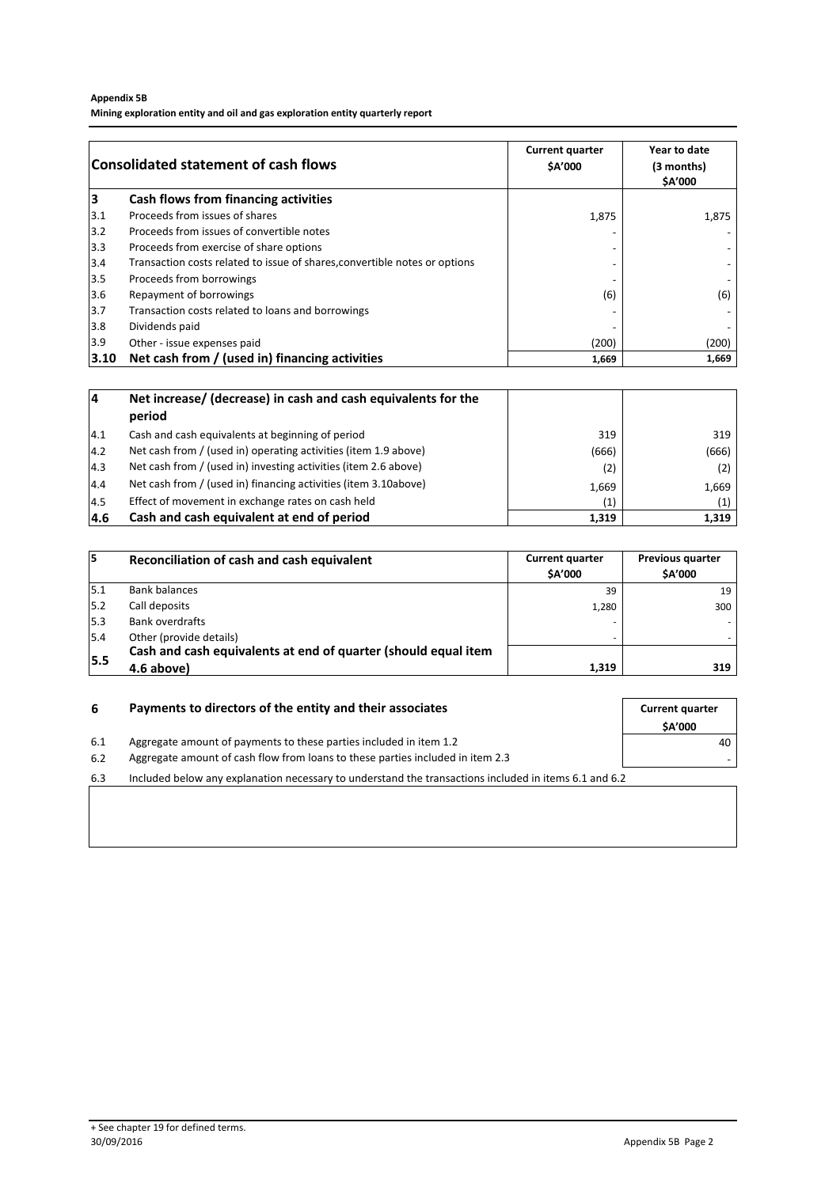**Appendix 5B**
**Mining exploration entity and oil and gas exploration entity quarterly report**

| Consolidated statement of cash flows | | Current quarter \$A'000 | Year to date (3 months) \$A'000 |
|---|---|---|---|
| **3** | **Cash flows from financing activities** | | |
| 3.1 | Proceeds from issues of shares | 1,875 | 1,875 |
| 3.2 | Proceeds from issues of convertible notes | - | - |
| 3.3 | Proceeds from exercise of share options | - | - |
| 3.4 | Transaction costs related to issue of shares,convertible notes or options | - | - |
| 3.5 | Proceeds from borrowings | - | - |
| 3.6 | Repayment of borrowings | (6) | (6) |
| 3.7 | Transaction costs related to loans and borrowings | - | - |
| 3.8 | Dividends paid | - | - |
| 3.9 | Other - issue expenses paid | (200) | (200) |
| **3.10** | **Net cash from / (used in) financing activities** | **1,669** | **1,669** |

| | | | |
|---|---|---|---|
| **4** | **Net increase/ (decrease) in cash and cash equivalents for the period** | | |
| 4.1 | Cash and cash equivalents at beginning of period | 319 | 319 |
| 4.2 | Net cash from / (used in) operating activities (item 1.9 above) | (666) | (666) |
| 4.3 | Net cash from / (used in) investing activities (item 2.6 above) | (2) | (2) |
| 4.4 | Net cash from / (used in) financing activities (item 3.10above) | 1,669 | 1,669 |
| 4.5 | Effect of movement in exchange rates on cash held | (1) | (1) |
| **4.6** | **Cash and cash equivalent at end of period** | **1,319** | **1,319** |

| **5** | **Reconciliation of cash and cash equivalent** | Current quarter \$A'000 | Previous quarter \$A'000 |
|---|---|---|---|
| 5.1 | Bank balances | 39 | 19 |
| 5.2 | Call deposits | 1,280 | 300 |
| 5.3 | Bank overdrafts | - | - |
| 5.4 | Other (provide details) | - | - |
| **5.5** | **Cash and cash equivalents at end of quarter (should equal item 4.6 above)** | **1,319** | **319** |

| **6** | **Payments to directors of the entity and their associates** | Current quarter \$A'000 |
|---|---|---|
| 6.1 | Aggregate amount of payments to these parties included in item 1.2 | 40 |
| 6.2 | Aggregate amount of cash flow from loans to these parties included in item 2.3 | - |

6.3 Included below any explanation necessary to understand the transactions included in items 6.1 and 6.2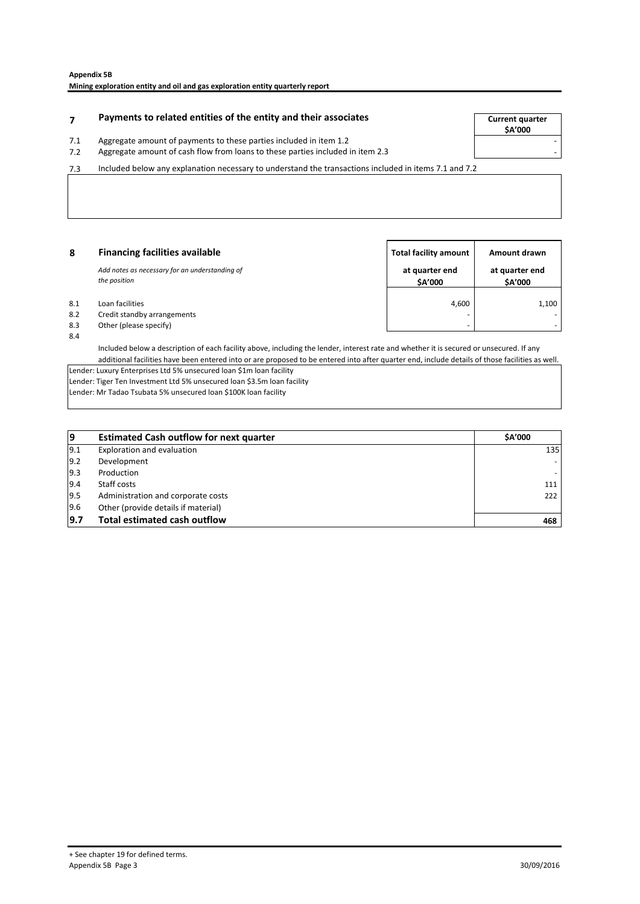## 7 Payments to related entities of the entity and their associates

| | | Current quarter $A'000 |
|---|---|---|
| 7.1 | Aggregate amount of payments to these parties included in item 1.2 | - |
| 7.2 | Aggregate amount of cash flow from loans to these parties included in item 2.3 | - |

7.3 Included below any explanation necessary to understand the transactions included in items 7.1 and 7.2

## 8 Financing facilities available

*Add notes as necessary for an understanding of the position*

| | | Total facility amount at quarter end $A'000 | Amount drawn at quarter end $A'000 |
|---|---|---|---|
| 8.1 | Loan facilities | 4,600 | 1,100 |
| 8.2 | Credit standby arrangements | - | - |
| 8.3 | Other (please specify) | - | - |

8.4 Included below a description of each facility above, including the lender, interest rate and whether it is secured or unsecured. If any additional facilities have been entered into or are proposed to be entered into after quarter end, include details of those facilities as well.

Lender: Luxury Enterprises Ltd 5% unsecured loan $1m loan facility
Lender: Tiger Ten Investment Ltd 5% unsecured loan $3.5m loan facility
Lender: Mr Tadao Tsubata 5% unsecured loan $100K loan facility

| 9 | Estimated Cash outflow for next quarter | $A'000 |
|---|---|---|
| 9.1 | Exploration and evaluation | 135 |
| 9.2 | Development | - |
| 9.3 | Production | - |
| 9.4 | Staff costs | 111 |
| 9.5 | Administration and corporate costs | 222 |
| 9.6 | Other (provide details if material) | |
| **9.7** | **Total estimated cash outflow** | **468** |

+ See chapter 19 for defined terms.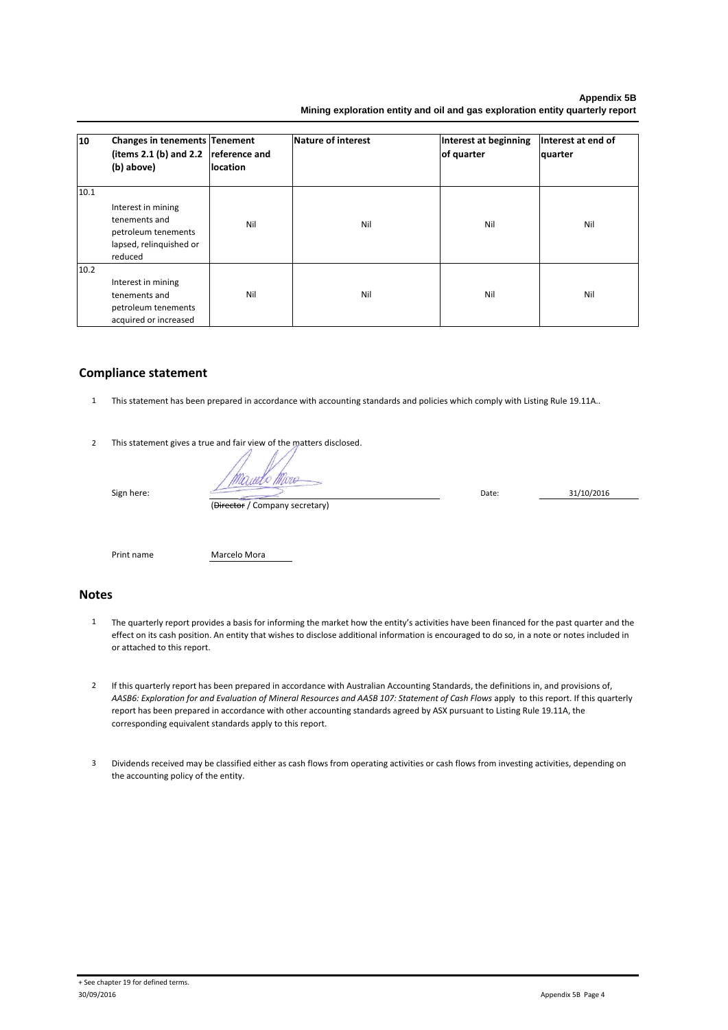| 10 | Changes in tenements (items 2.1 (b) and 2.2 (b) above) | Tenement reference and location | Nature of interest | Interest at beginning of quarter | Interest at end of quarter |
|---|---|---|---|---|---|
| 10.1 | Interest in mining tenements and petroleum tenements lapsed, relinquished or reduced | Nil | Nil | Nil | Nil |
| 10.2 | Interest in mining tenements and petroleum tenements acquired or increased | Nil | Nil | Nil | Nil |

## Compliance statement

1. This statement has been prepared in accordance with accounting standards and policies which comply with Listing Rule 19.11A..
2. This statement gives a true and fair view of the matters disclosed.

Sign here: ______________________ Date: 31/10/2016

(~~Director~~ / Company secretary)

Print name Marcelo Mora

## Notes

1. The quarterly report provides a basis for informing the market how the entity's activities have been financed for the past quarter and the effect on its cash position. An entity that wishes to disclose additional information is encouraged to do so, in a note or notes included in or attached to this report.
2. If this quarterly report has been prepared in accordance with Australian Accounting Standards, the definitions in, and provisions of, *AASB6: Exploration for and Evaluation of Mineral Resources and AASB 107: Statement of Cash Flows* apply to this report. If this quarterly report has been prepared in accordance with other accounting standards agreed by ASX pursuant to Listing Rule 19.11A, the corresponding equivalent standards apply to this report.
3. Dividends received may be classified either as cash flows from operating activities or cash flows from investing activities, depending on the accounting policy of the entity.

+ See chapter 19 for defined terms.